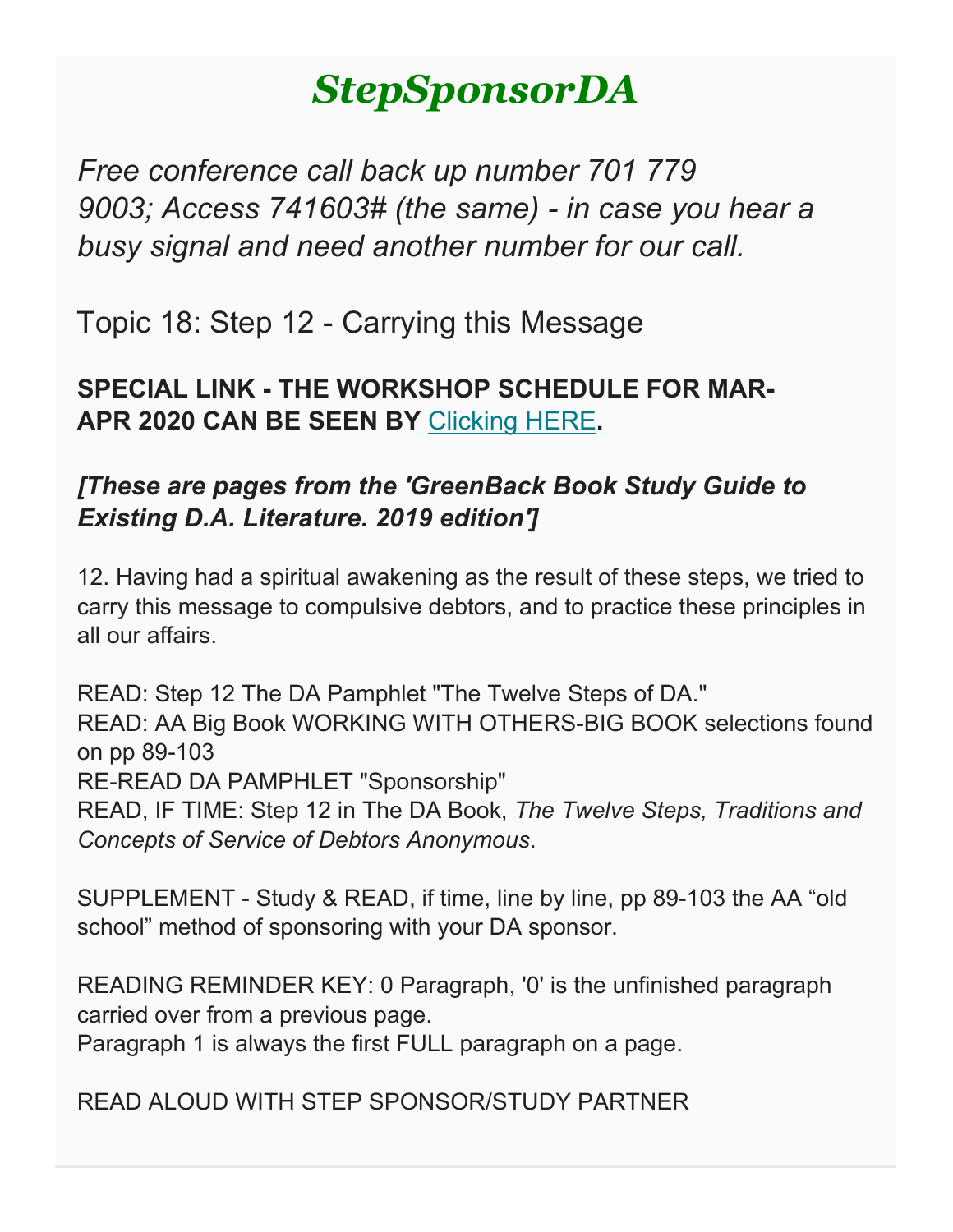# *StepSponsorDA*

*Free conference call back up number 701 779 9003; Access 741603# (the same) - in case you hear a busy signal and need another number for our call.*

## Topic 18: Step 12 - Carrying this Message

**SPECIAL LINK - THE WORKSHOP SCHEDULE FOR MAR-APR 2020 CAN BE SEEN BY [Clicking HERE].**

***[These are pages from the 'GreenBack Book Study Guide to Existing D.A. Literature. 2019 edition']***

12. Having had a spiritual awakening as the result of these steps, we tried to carry this message to compulsive debtors, and to practice these principles in all our affairs.

READ: Step 12 The DA Pamphlet "The Twelve Steps of DA."
READ: AA Big Book WORKING WITH OTHERS-BIG BOOK selections found on pp 89-103
RE-READ DA PAMPHLET "Sponsorship"
READ, IF TIME: Step 12 in The DA Book, *The Twelve Steps, Traditions and Concepts of Service of Debtors Anonymous*.

SUPPLEMENT - Study & READ, if time, line by line, pp 89-103 the AA "old school" method of sponsoring with your DA sponsor.

READING REMINDER KEY: 0 Paragraph, '0' is the unfinished paragraph carried over from a previous page.
Paragraph 1 is always the first FULL paragraph on a page.

READ ALOUD WITH STEP SPONSOR/STUDY PARTNER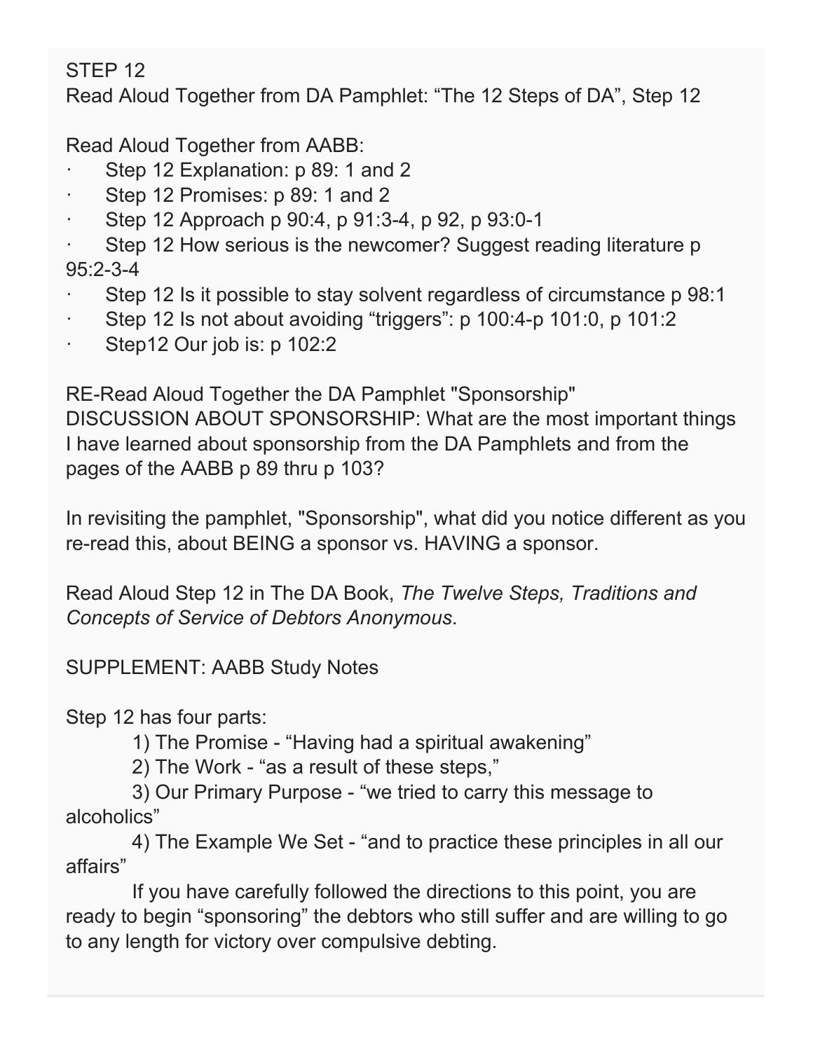STEP 12

Read Aloud Together from DA Pamphlet: “The 12 Steps of DA”, Step 12

Read Aloud Together from AABB:

- Step 12 Explanation: p 89: 1 and 2
- Step 12 Promises: p 89: 1 and 2
- Step 12 Approach p 90:4, p 91:3-4, p 92, p 93:0-1
- Step 12 How serious is the newcomer? Suggest reading literature p 95:2-3-4
- Step 12 Is it possible to stay solvent regardless of circumstance p 98:1
- Step 12 Is not about avoiding “triggers”: p 100:4-p 101:0, p 101:2
- Step12 Our job is: p 102:2

RE-Read Aloud Together the DA Pamphlet "Sponsorship"

DISCUSSION ABOUT SPONSORSHIP: What are the most important things I have learned about sponsorship from the DA Pamphlets and from the pages of the AABB p 89 thru p 103?

In revisiting the pamphlet, "Sponsorship", what did you notice different as you re-read this, about BEING a sponsor vs. HAVING a sponsor.

Read Aloud Step 12 in The DA Book, *The Twelve Steps, Traditions and Concepts of Service of Debtors Anonymous*.

SUPPLEMENT: AABB Study Notes

Step 12 has four parts:

1) The Promise - “Having had a spiritual awakening”
2) The Work - “as a result of these steps,”
3) Our Primary Purpose - “we tried to carry this message to alcoholics”
4) The Example We Set - “and to practice these principles in all our affairs”

If you have carefully followed the directions to this point, you are ready to begin “sponsoring” the debtors who still suffer and are willing to go to any length for victory over compulsive debting.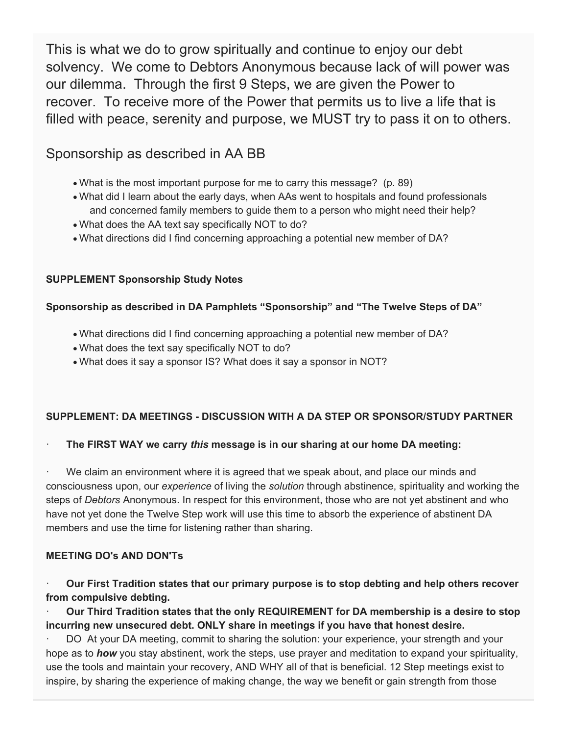This is what we do to grow spiritually and continue to enjoy our debt solvency. We come to Debtors Anonymous because lack of will power was our dilemma. Through the first 9 Steps, we are given the Power to recover. To receive more of the Power that permits us to live a life that is filled with peace, serenity and purpose, we MUST try to pass it on to others.

## Sponsorship as described in AA BB

- What is the most important purpose for me to carry this message? (p. 89)
- What did I learn about the early days, when AAs went to hospitals and found professionals and concerned family members to guide them to a person who might need their help?
- What does the AA text say specifically NOT to do?
- What directions did I find concerning approaching a potential new member of DA?

**SUPPLEMENT Sponsorship Study Notes**

**Sponsorship as described in DA Pamphlets "Sponsorship" and "The Twelve Steps of DA"**

- What directions did I find concerning approaching a potential new member of DA?
- What does the text say specifically NOT to do?
- What does it say a sponsor IS? What does it say a sponsor in NOT?

**SUPPLEMENT: DA MEETINGS - DISCUSSION WITH A DA STEP OR SPONSOR/STUDY PARTNER**

· **The FIRST WAY we carry *this* message is in our sharing at our home DA meeting:**

· We claim an environment where it is agreed that we speak about, and place our minds and consciousness upon, our *experience* of living the *solution* through abstinence, spirituality and working the steps of *Debtors* Anonymous. In respect for this environment, those who are not yet abstinent and who have not yet done the Twelve Step work will use this time to absorb the experience of abstinent DA members and use the time for listening rather than sharing.

**MEETING DO's AND DON'Ts**

· **Our First Tradition states that our primary purpose is to stop debting and help others recover from compulsive debting.**

· **Our Third Tradition states that the only REQUIREMENT for DA membership is a desire to stop incurring new unsecured debt. ONLY share in meetings if you have that honest desire.**

· DO At your DA meeting, commit to sharing the solution: your experience, your strength and your hope as to ***how*** you stay abstinent, work the steps, use prayer and meditation to expand your spirituality, use the tools and maintain your recovery, AND WHY all of that is beneficial. 12 Step meetings exist to inspire, by sharing the experience of making change, the way we benefit or gain strength from those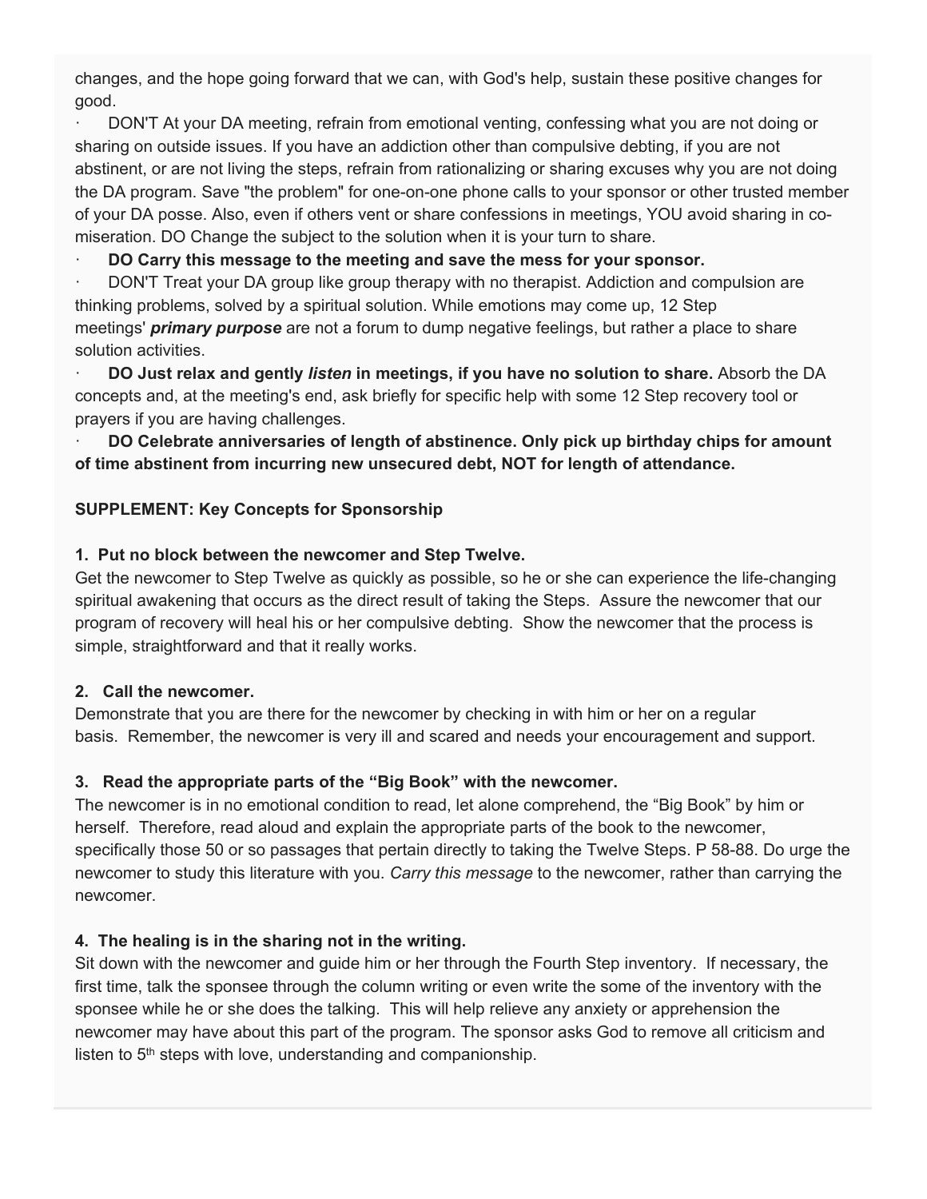changes, and the hope going forward that we can, with God's help, sustain these positive changes for good.

· DON'T At your DA meeting, refrain from emotional venting, confessing what you are not doing or sharing on outside issues. If you have an addiction other than compulsive debting, if you are not abstinent, or are not living the steps, refrain from rationalizing or sharing excuses why you are not doing the DA program. Save "the problem" for one-on-one phone calls to your sponsor or other trusted member of your DA posse. Also, even if others vent or share confessions in meetings, YOU avoid sharing in co-miseration. DO Change the subject to the solution when it is your turn to share.

· **DO Carry this message to the meeting and save the mess for your sponsor.**

· DON'T Treat your DA group like group therapy with no therapist. Addiction and compulsion are thinking problems, solved by a spiritual solution. While emotions may come up, 12 Step meetings' ***primary purpose*** are not a forum to dump negative feelings, but rather a place to share solution activities.

· **DO Just relax and gently *listen* in meetings, if you have no solution to share.** Absorb the DA concepts and, at the meeting's end, ask briefly for specific help with some 12 Step recovery tool or prayers if you are having challenges.

· **DO Celebrate anniversaries of length of abstinence. Only pick up birthday chips for amount of time abstinent from incurring new unsecured debt, NOT for length of attendance.**

**SUPPLEMENT: Key Concepts for Sponsorship**

**1. Put no block between the newcomer and Step Twelve.**
Get the newcomer to Step Twelve as quickly as possible, so he or she can experience the life-changing spiritual awakening that occurs as the direct result of taking the Steps. Assure the newcomer that our program of recovery will heal his or her compulsive debting. Show the newcomer that the process is simple, straightforward and that it really works.

**2. Call the newcomer.**
Demonstrate that you are there for the newcomer by checking in with him or her on a regular basis. Remember, the newcomer is very ill and scared and needs your encouragement and support.

**3. Read the appropriate parts of the "Big Book" with the newcomer.**
The newcomer is in no emotional condition to read, let alone comprehend, the "Big Book" by him or herself. Therefore, read aloud and explain the appropriate parts of the book to the newcomer, specifically those 50 or so passages that pertain directly to taking the Twelve Steps. P 58-88. Do urge the newcomer to study this literature with you. *Carry this message* to the newcomer, rather than carrying the newcomer.

**4. The healing is in the sharing not in the writing.**
Sit down with the newcomer and guide him or her through the Fourth Step inventory. If necessary, the first time, talk the sponsee through the column writing or even write the some of the inventory with the sponsee while he or she does the talking. This will help relieve any anxiety or apprehension the newcomer may have about this part of the program. The sponsor asks God to remove all criticism and listen to 5th steps with love, understanding and companionship.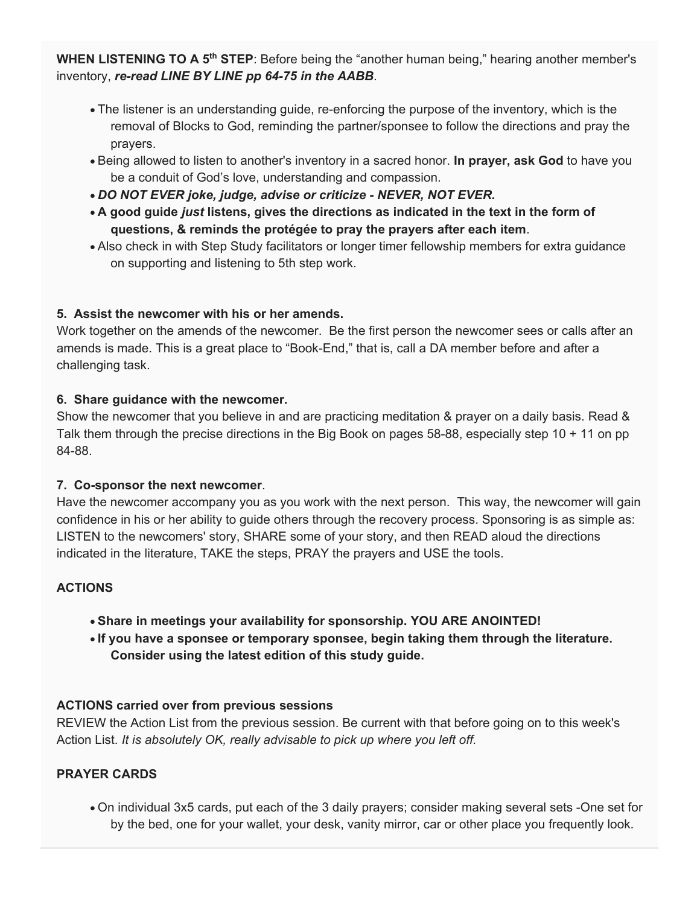**WHEN LISTENING TO A 5th STEP**: Before being the "another human being," hearing another member's inventory, ***re-read LINE BY LINE pp 64-75 in the AABB***.

- The listener is an understanding guide, re-enforcing the purpose of the inventory, which is the removal of Blocks to God, reminding the partner/sponsee to follow the directions and pray the prayers.
- Being allowed to listen to another's inventory in a sacred honor. **In prayer, ask God** to have you be a conduit of God's love, understanding and compassion.
- ***DO NOT EVER joke, judge, advise or criticize - NEVER, NOT EVER.***
- **A good guide *just* listens, gives the directions as indicated in the text in the form of questions, & reminds the protégée to pray the prayers after each item**.
- Also check in with Step Study facilitators or longer timer fellowship members for extra guidance on supporting and listening to 5th step work.

**5. Assist the newcomer with his or her amends.**
Work together on the amends of the newcomer. Be the first person the newcomer sees or calls after an amends is made. This is a great place to "Book-End," that is, call a DA member before and after a challenging task.

**6. Share guidance with the newcomer.**
Show the newcomer that you believe in and are practicing meditation & prayer on a daily basis. Read & Talk them through the precise directions in the Big Book on pages 58-88, especially step 10 + 11 on pp 84-88.

**7. Co-sponsor the next newcomer**.
Have the newcomer accompany you as you work with the next person. This way, the newcomer will gain confidence in his or her ability to guide others through the recovery process. Sponsoring is as simple as: LISTEN to the newcomers' story, SHARE some of your story, and then READ aloud the directions indicated in the literature, TAKE the steps, PRAY the prayers and USE the tools.

**ACTIONS**

- **Share in meetings your availability for sponsorship. YOU ARE ANOINTED!**
- **If you have a sponsee or temporary sponsee, begin taking them through the literature. Consider using the latest edition of this study guide.**

**ACTIONS carried over from previous sessions**
REVIEW the Action List from the previous session. Be current with that before going on to this week's Action List. *It is absolutely OK, really advisable to pick up where you left off.*

**PRAYER CARDS**

- On individual 3x5 cards, put each of the 3 daily prayers; consider making several sets -One set for by the bed, one for your wallet, your desk, vanity mirror, car or other place you frequently look.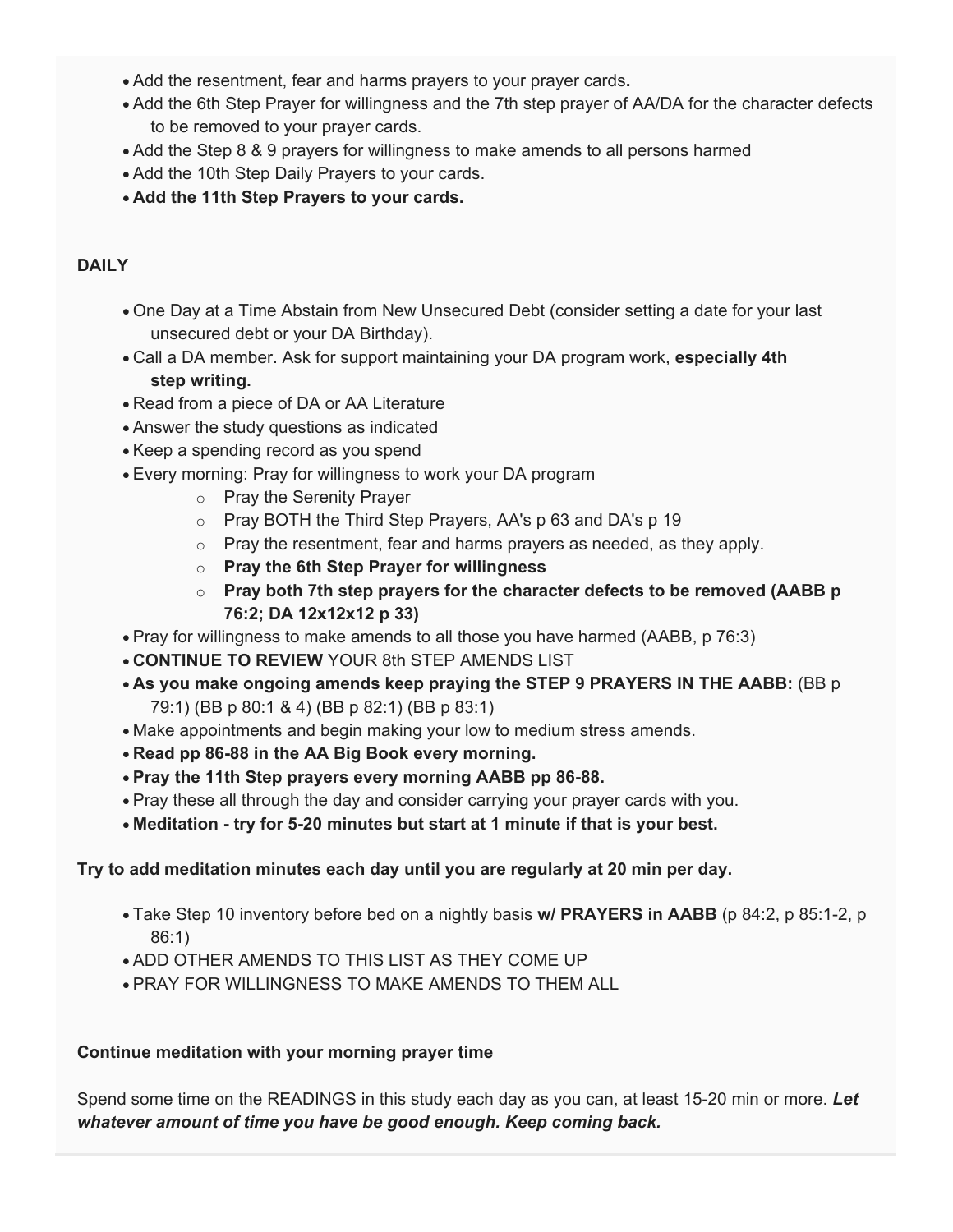- Add the resentment, fear and harms prayers to your prayer cards**.**
- Add the 6th Step Prayer for willingness and the 7th step prayer of AA/DA for the character defects to be removed to your prayer cards.
- Add the Step 8 & 9 prayers for willingness to make amends to all persons harmed
- Add the 10th Step Daily Prayers to your cards.
- **Add the 11th Step Prayers to your cards.**

**DAILY**

- One Day at a Time Abstain from New Unsecured Debt (consider setting a date for your last unsecured debt or your DA Birthday).
- Call a DA member. Ask for support maintaining your DA program work, **especially 4th step writing.**
- Read from a piece of DA or AA Literature
- Answer the study questions as indicated
- Keep a spending record as you spend
- Every morning: Pray for willingness to work your DA program
  - Pray the Serenity Prayer
  - Pray BOTH the Third Step Prayers, AA's p 63 and DA's p 19
  - Pray the resentment, fear and harms prayers as needed, as they apply.
  - **Pray the 6th Step Prayer for willingness**
  - **Pray both 7th step prayers for the character defects to be removed (AABB p 76:2; DA 12x12x12 p 33)**
- Pray for willingness to make amends to all those you have harmed (AABB, p 76:3)
- **CONTINUE TO REVIEW** YOUR 8th STEP AMENDS LIST
- **As you make ongoing amends keep praying the STEP 9 PRAYERS IN THE AABB:** (BB p 79:1) (BB p 80:1 & 4) (BB p 82:1) (BB p 83:1)
- Make appointments and begin making your low to medium stress amends.
- **Read pp 86-88 in the AA Big Book every morning.**
- **Pray the 11th Step prayers every morning AABB pp 86-88.**
- Pray these all through the day and consider carrying your prayer cards with you.
- **Meditation - try for 5-20 minutes but start at 1 minute if that is your best.**

**Try to add meditation minutes each day until you are regularly at 20 min per day.**

- Take Step 10 inventory before bed on a nightly basis **w/ PRAYERS in AABB** (p 84:2, p 85:1-2, p 86:1)
- ADD OTHER AMENDS TO THIS LIST AS THEY COME UP
- PRAY FOR WILLINGNESS TO MAKE AMENDS TO THEM ALL

**Continue meditation with your morning prayer time**

Spend some time on the READINGS in this study each day as you can, at least 15-20 min or more. ***Let whatever amount of time you have be good enough. Keep coming back.***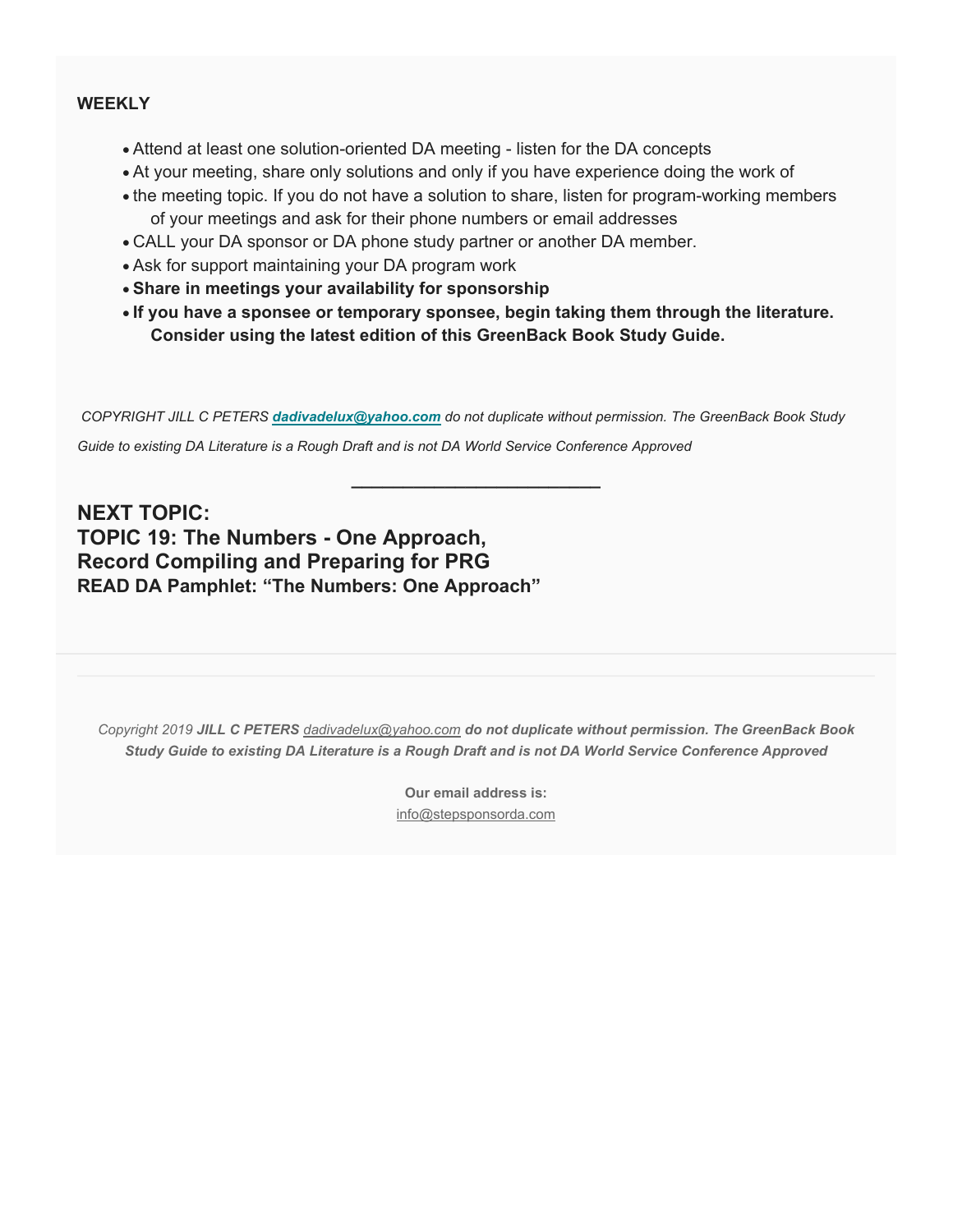**WEEKLY**

- Attend at least one solution-oriented DA meeting - listen for the DA concepts
- At your meeting, share only solutions and only if you have experience doing the work of
- the meeting topic. If you do not have a solution to share, listen for program-working members of your meetings and ask for their phone numbers or email addresses
- CALL your DA sponsor or DA phone study partner or another DA member.
- Ask for support maintaining your DA program work
- **Share in meetings your availability for sponsorship**
- **If you have a sponsee or temporary sponsee, begin taking them through the literature. Consider using the latest edition of this GreenBack Book Study Guide.**

*COPYRIGHT JILL C PETERS* ***dadivadelux@yahoo.com*** *do not duplicate without permission. The GreenBack Book Study Guide to existing DA Literature is a Rough Draft and is not DA World Service Conference Approved*

---

**NEXT TOPIC:**
**TOPIC 19: The Numbers - One Approach, Record Compiling and Preparing for PRG**
**READ DA Pamphlet: "The Numbers: One Approach"**

---

*Copyright 2019* ***JILL C PETERS*** *dadivadelux@yahoo.com* ***do not duplicate without permission. The GreenBack Book Study Guide to existing DA Literature is a Rough Draft and is not DA World Service Conference Approved***

**Our email address is:**
info@stepsponsorda.com